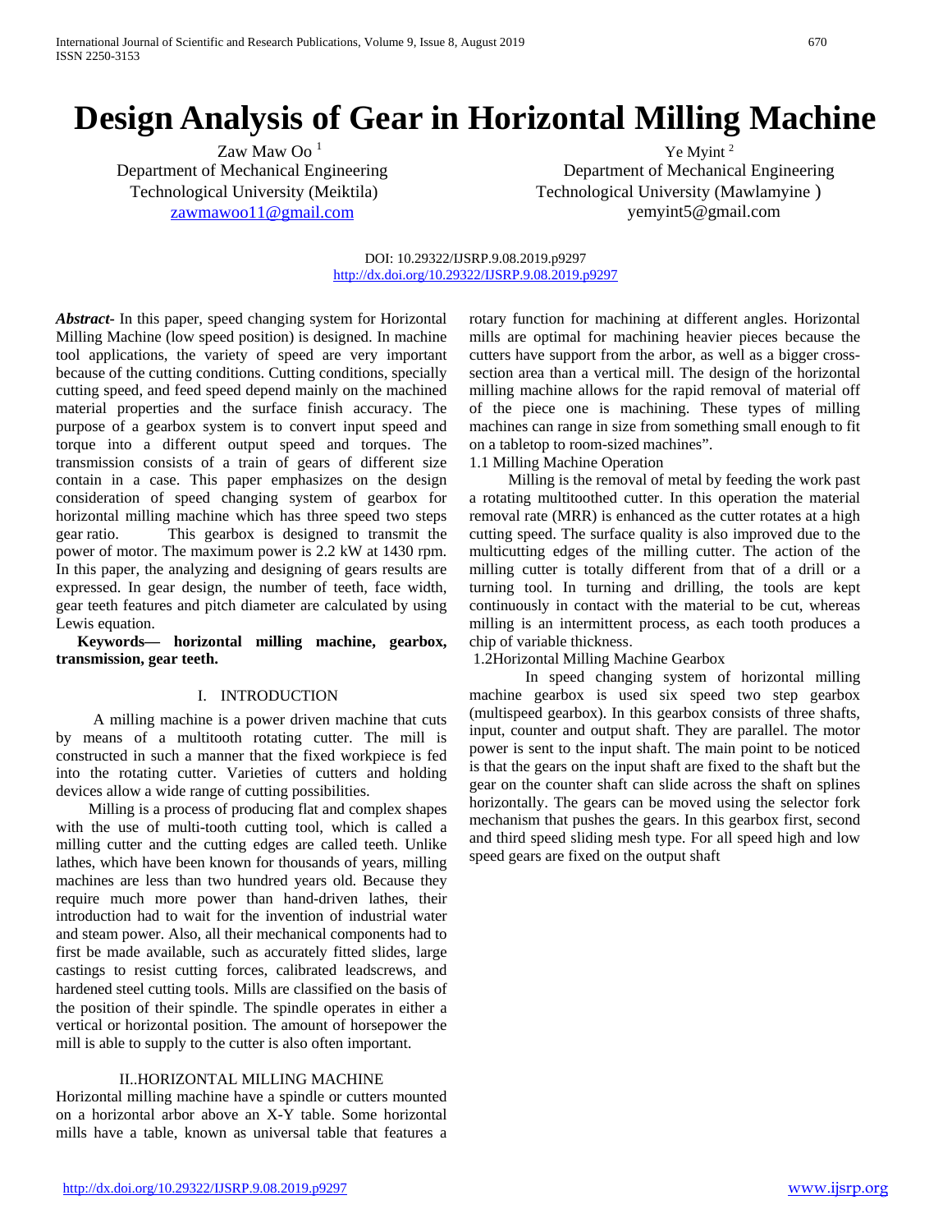# Design Analysis of Gear in Horizontal Milling Machine

Zaw Maw Oo [1]
Department of Mechanical Engineering
Technological University (Meiktila)
zawmawoo11@gmail.com

Ye Myint [2]
Department of Mechanical Engineering
Technological University (Mawlamyine )
yemyint5@gmail.com

DOI: 10.29322/IJSRP.9.08.2019.p9297
http://dx.doi.org/10.29322/IJSRP.9.08.2019.p9297

***Abstract-*** In this paper, speed changing system for Horizontal Milling Machine (low speed position) is designed. In machine tool applications, the variety of speed are very important because of the cutting conditions. Cutting conditions, specially cutting speed, and feed speed depend mainly on the machined material properties and the surface finish accuracy. The purpose of a gearbox system is to convert input speed and torque into a different output speed and torques. The transmission consists of a train of gears of different size contain in a case. This paper emphasizes on the design consideration of speed changing system of gearbox for horizontal milling machine which has three speed two steps gear ratio. This gearbox is designed to transmit the power of motor. The maximum power is 2.2 kW at 1430 rpm. In this paper, the analyzing and designing of gears results are expressed. In gear design, the number of teeth, face width, gear teeth features and pitch diameter are calculated by using Lewis equation.

**Keywords— horizontal milling machine, gearbox, transmission, gear teeth.**

## I. INTRODUCTION

A milling machine is a power driven machine that cuts by means of a multitooth rotating cutter. The mill is constructed in such a manner that the fixed workpiece is fed into the rotating cutter. Varieties of cutters and holding devices allow a wide range of cutting possibilities.

Milling is a process of producing flat and complex shapes with the use of multi-tooth cutting tool, which is called a milling cutter and the cutting edges are called teeth. Unlike lathes, which have been known for thousands of years, milling machines are less than two hundred years old. Because they require much more power than hand-driven lathes, their introduction had to wait for the invention of industrial water and steam power. Also, all their mechanical components had to first be made available, such as accurately fitted slides, large castings to resist cutting forces, calibrated leadscrews, and hardened steel cutting tools. Mills are classified on the basis of the position of their spindle. The spindle operates in either a vertical or horizontal position. The amount of horsepower the mill is able to supply to the cutter is also often important.

## II..HORIZONTAL MILLING MACHINE

Horizontal milling machine have a spindle or cutters mounted on a horizontal arbor above an X-Y table. Some horizontal mills have a table, known as universal table that features a rotary function for machining at different angles. Horizontal mills are optimal for machining heavier pieces because the cutters have support from the arbor, as well as a bigger cross-section area than a vertical mill. The design of the horizontal milling machine allows for the rapid removal of material off of the piece one is machining. These types of milling machines can range in size from something small enough to fit on a tabletop to room-sized machines".

### 1.1 Milling Machine Operation

Milling is the removal of metal by feeding the work past a rotating multitoothed cutter. In this operation the material removal rate (MRR) is enhanced as the cutter rotates at a high cutting speed. The surface quality is also improved due to the multicutting edges of the milling cutter. The action of the milling cutter is totally different from that of a drill or a turning tool. In turning and drilling, the tools are kept continuously in contact with the material to be cut, whereas milling is an intermittent process, as each tooth produces a chip of variable thickness.

### 1.2Horizontal Milling Machine Gearbox

In speed changing system of horizontal milling machine gearbox is used six speed two step gearbox (multispeed gearbox). In this gearbox consists of three shafts, input, counter and output shaft. They are parallel. The motor power is sent to the input shaft. The main point to be noticed is that the gears on the input shaft are fixed to the shaft but the gear on the counter shaft can slide across the shaft on splines horizontally. The gears can be moved using the selector fork mechanism that pushes the gears. In this gearbox first, second and third speed sliding mesh type. For all speed high and low speed gears are fixed on the output shaft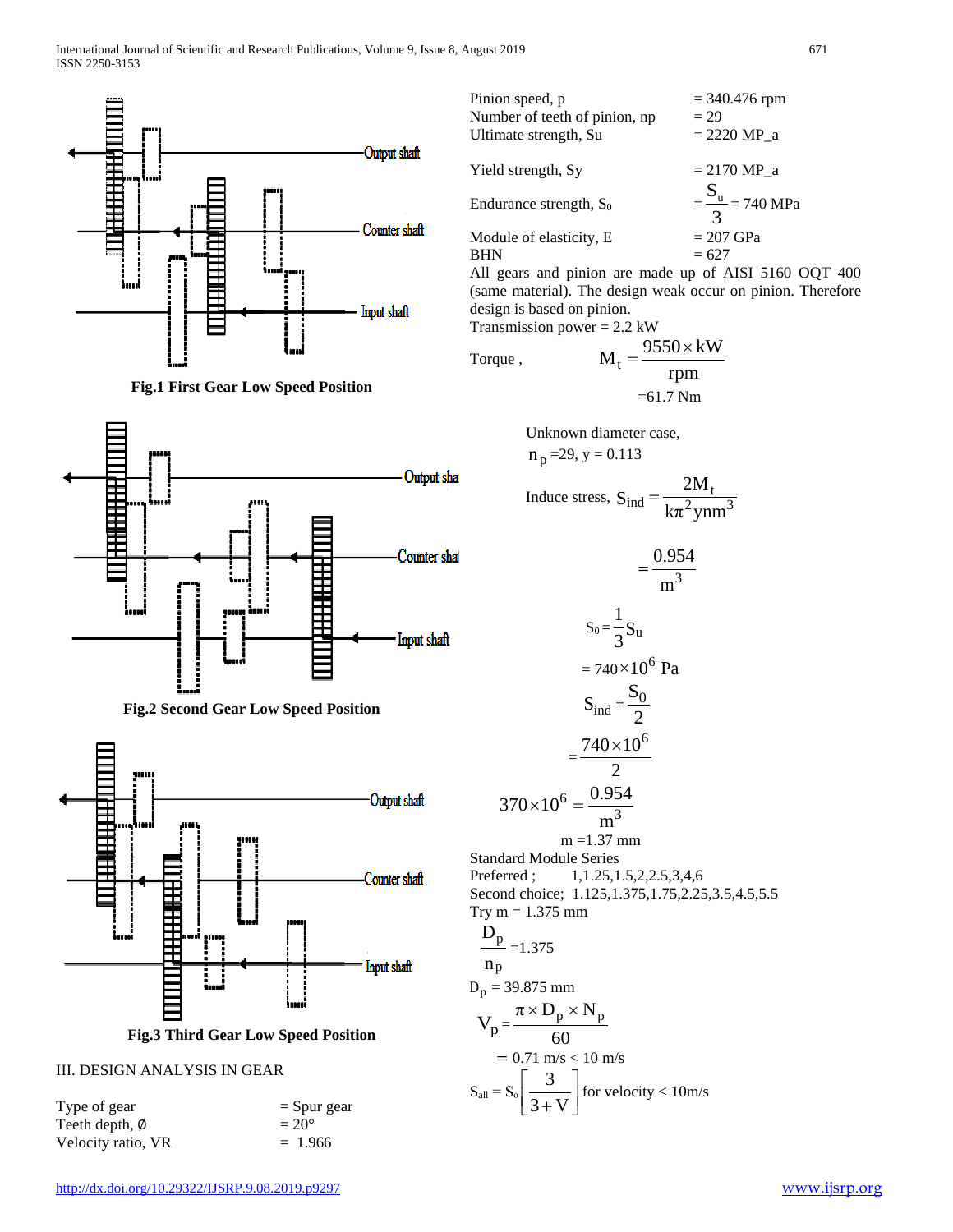Fig.1 First Gear Low Speed Position

Fig.2 Second Gear Low Speed Position

Fig.3 Third Gear Low Speed Position

## III. DESIGN ANALYSIS IN GEAR

| | |
|---|---|
| Type of gear | = Spur gear |
| Teeth depth, Ø | = 20° |
| Velocity ratio, VR | = 1.966 |
| Pinion speed, p | = 340.476 rpm |
| Number of teeth of pinion, np | = 29 |
| Ultimate strength, Su | = 2220 MP_a |
| Yield strength, Sy | = 2170 MP_a |
| Endurance strength, $S_0$ | $= \frac{S_u}{3} = 740$ MPa |
| Module of elasticity, E | = 207 GPa |
| BHN | = 627 |

All gears and pinion are made up of AISI 5160 OQT 400 (same material). The design weak occur on pinion. Therefore design is based on pinion.

Transmission power = 2.2 kW

Torque ,
$$M_t = \frac{9550 \times \text{kW}}{\text{rpm}}$$
$$= 61.7 \text{ Nm}$$

Unknown diameter case,

$n_p = 29$, y = 0.113

Induce stress,
$$S_{ind} = \frac{2M_t}{k\pi^2 ynm^3}$$
$$= \frac{0.954}{m^3}$$
$$S_0 = \frac{1}{3} S_u$$
$$= 740 \times 10^6 \text{ Pa}$$
$$S_{ind} = \frac{S_0}{2}$$
$$= \frac{740 \times 10^6}{2}$$
$$370 \times 10^6 = \frac{0.954}{m^3}$$

m =1.37 mm

Standard Module Series

Preferred ; 1,1.25,1.5,2,2.5,3,4,6

Second choice; 1.125,1.375,1.75,2.25,3.5,4.5,5.5

Try m = 1.375 mm

$$\frac{D_p}{n_p} = 1.375$$

$D_p$ = 39.875 mm

$$V_p = \frac{\pi \times D_p \times N_p}{60}$$
$$= 0.71 \text{ m/s} < 10 \text{ m/s}$$
$$S_{all} = S_o \left[ \frac{3}{3+V} \right] \text{ for velocity} < 10\text{m/s}$$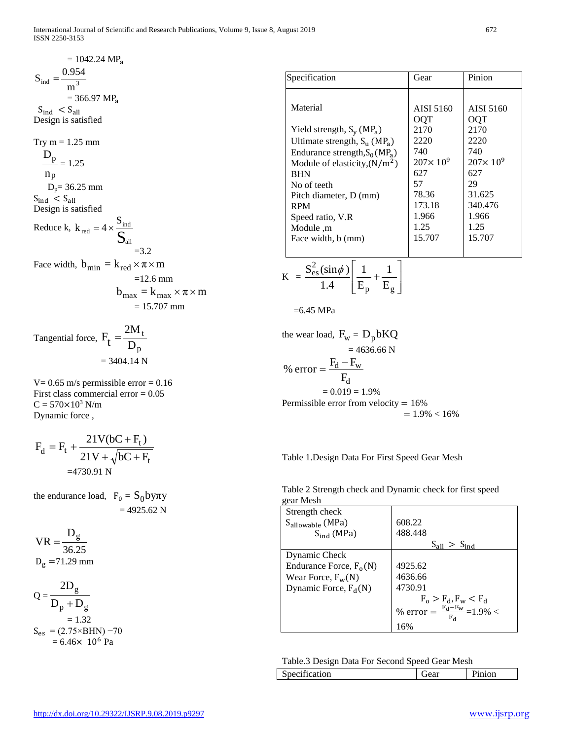$= 1042.24\ MP_a$

$$S_{ind} = \frac{0.954}{m^3}$$

$= 366.97\ MP_a$

$S_{ind} < S_{all}$

Design is satisfied

Try m = 1.25 mm

$$\frac{D_p}{n_p} = 1.25$$

$D_p = 36.25$ mm

$S_{ind} < S_{all}$

Design is satisfied

Reduce k, $k_{red} = 4 \times \frac{S_{ind}}{S_{all}}$

$= 3.2$

Face width, $b_{min} = k_{red} \times \pi \times m$

$= 12.6$ mm

$b_{max} = k_{max} \times \pi \times m$

$= 15.707$ mm

Tangential force, $F_t = \frac{2M_t}{D_p}$

$= 3404.14$ N

V= 0.65 m/s permissible error = 0.16

First class commercial error = 0.05

$C = 570 \times 10^3$ N/m

Dynamic force ,

$$F_d = F_t + \frac{21V(bC + F_t)}{21V + \sqrt{bC + F_t}}$$

$= 4730.91$ N

the endurance load, $F_0 = S_0 b y \pi y$

$= 4925.62$ N

$$VR = \frac{D_g}{36.25}$$

$D_g = 71.29$ mm

$$Q = \frac{2D_g}{D_p + D_g}$$

$= 1.32$

$S_{es} = (2.75 \times BHN) - 70$

$= 6.46 \times 10^6$ Pa

| Specification | Gear | Pinion |
|---|---|---|
| Material | AISI 5160 OQT | AISI 5160 OQT |
| Yield strength, $S_y$ ($MP_a$) | 2170 | 2170 |
| Ultimate strength, $S_u$ ($MP_a$) | 2220 | 2220 |
| Endurance strength, $S_0$ ($MP_a$) | 740 | 740 |
| Module of elasticity, ($N/m^2$) | $207 \times 10^9$ | $207 \times 10^9$ |
| BHN | 627 | 627 |
| No of teeth | 57 | 29 |
| Pitch diameter, D (mm) | 78.36 | 31.625 |
| RPM | 173.18 | 340.476 |
| Speed ratio, V.R | 1.966 | 1.966 |
| Module ,m | 1.25 | 1.25 |
| Face width, b (mm) | 15.707 | 15.707 |

$$K = \frac{S_{es}^2(\sin\phi)}{1.4}\left[\frac{1}{E_p} + \frac{1}{E_g}\right]$$

$= 6.45$ MPa

the wear load, $F_w = D_p b K Q$

$= 4636.66$ N

$$\%\ error = \frac{F_d - F_w}{F_d}$$

$= 0.019 = 1.9\%$

Permissible error from velocity = 16%

$= 1.9\% < 16\%$

Table 1.Design Data For First Speed Gear Mesh

Table 2 Strength check and Dynamic check for first speed gear Mesh

| Strength check | |
|---|---|
| $S_{allowable}$ (MPa) | 608.22 |
| $S_{ind}$ (MPa) | 488.448 |
| | $S_{all} > S_{ind}$ |
| Dynamic Check | |
| Endurance Force, $F_o$ (N) | 4925.62 |
| Wear Force, $F_w$ (N) | 4636.66 |
| Dynamic Force, $F_d$ (N) | 4730.91 |
| | $F_o > F_d, F_w < F_d$ |
| | % error = $\frac{F_d - F_w}{F_d}$ = 1.9% < 16% |

Table.3 Design Data For Second Speed Gear Mesh

| Specification | Gear | Pinion |
|---|---|---|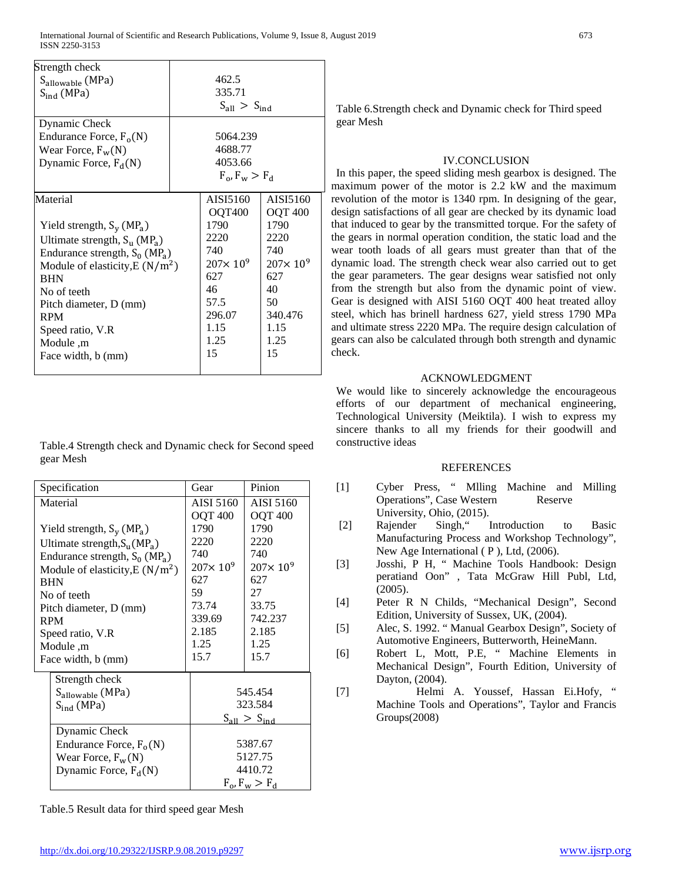| Strength check | |
|---|---|
| $S_{allowable}$ (MPa) | 462.5 |
| $S_{ind}$ (MPa) | 335.71 |
| | $S_{all} > S_{ind}$ |
| Dynamic Check | |
| Endurance Force, $F_o$(N) | 5064.239 |
| Wear Force, $F_w$(N) | 4688.77 |
| Dynamic Force, $F_d$(N) | 4053.66 |
| | $F_o, F_w > F_d$ |

| Material | AISI5160 OQT400 | AISI5160 OQT 400 |
|---|---|---|
| Yield strength, $S_y$ ($MP_a$) | 1790 | 1790 |
| Ultimate strength, $S_u$ ($MP_a$) | 2220 | 2220 |
| Endurance strength, $S_0$ ($MP_a$) | 740 | 740 |
| Module of elasticity,E ($N/m^2$) | $207\times 10^9$ | $207\times 10^9$ |
| BHN | 627 | 627 |
| No of teeth | 46 | 40 |
| Pitch diameter, D (mm) | 57.5 | 50 |
| RPM | 296.07 | 340.476 |
| Speed ratio, V.R | 1.15 | 1.15 |
| Module ,m | 1.25 | 1.25 |
| Face width, b (mm) | 15 | 15 |

Table.4 Strength check and Dynamic check for Second speed gear Mesh

| Specification | Gear | Pinion |
|---|---|---|
| Material | AISI 5160 OQT 400 | AISI 5160 OQT 400 |
| Yield strength, $S_y$ ($MP_a$) | 1790 | 1790 |
| Ultimate strength,$S_u$($MP_a$) | 2220 | 2220 |
| Endurance strength, $S_0$ ($MP_a$) | 740 | 740 |
| Module of elasticity,E ($N/m^2$) | $207\times 10^9$ | $207\times 10^9$ |
| BHN | 627 | 627 |
| No of teeth | 59 | 27 |
| Pitch diameter, D (mm) | 73.74 | 33.75 |
| RPM | 339.69 | 742.237 |
| Speed ratio, V.R | 2.185 | 2.185 |
| Module ,m | 1.25 | 1.25 |
| Face width, b (mm) | 15.7 | 15.7 |

| Strength check | |
|---|---|
| $S_{allowable}$ (MPa) | 545.454 |
| $S_{ind}$ (MPa) | 323.584 |
| | $S_{all} > S_{ind}$ |
| Dynamic Check | |
| Endurance Force, $F_o$(N) | 5387.67 |
| Wear Force, $F_w$(N) | 5127.75 |
| Dynamic Force, $F_d$(N) | 4410.72 |
| | $F_o, F_w > F_d$ |

Table.5 Result data for third speed gear Mesh

Table 6.Strength check and Dynamic check for Third speed gear Mesh

## IV.CONCLUSION

In this paper, the speed sliding mesh gearbox is designed. The maximum power of the motor is 2.2 kW and the maximum revolution of the motor is 1340 rpm. In designing of the gear, design satisfactions of all gear are checked by its dynamic load that induced to gear by the transmitted torque. For the safety of the gears in normal operation condition, the static load and the wear tooth loads of all gears must greater than that of the dynamic load. The strength check wear also carried out to get the gear parameters. The gear designs wear satisfied not only from the strength but also from the dynamic point of view. Gear is designed with AISI 5160 OQT 400 heat treated alloy steel, which has brinell hardness 627, yield stress 1790 MPa and ultimate stress 2220 MPa. The require design calculation of gears can also be calculated through both strength and dynamic check.

## ACKNOWLEDGMENT

We would like to sincerely acknowledge the encourageous efforts of our department of mechanical engineering, Technological University (Meiktila). I wish to express my sincere thanks to all my friends for their goodwill and constructive ideas

## REFERENCES

[1] Cyber Press, " Mlling Machine and Milling Operations", Case Western Reserve University, Ohio, (2015).

[2] Rajender Singh," Introduction to Basic Manufacturing Process and Workshop Technology", New Age International ( P ), Ltd, (2006).

[3] Josshi, P H, " Machine Tools Handbook: Design peratiand Oon" , Tata McGraw Hill Publ, Ltd, (2005).

[4] Peter R N Childs, "Mechanical Design", Second Edition, University of Sussex, UK, (2004).

[5] Alec, S. 1992. " Manual Gearbox Design", Society of Automotive Engineers, Butterworth, HeineMann.

[6] Robert L, Mott, P.E, " Machine Elements in Mechanical Design", Fourth Edition, University of Dayton, (2004).

[7] Helmi A. Youssef, Hassan Ei.Hofy, " Machine Tools and Operations", Taylor and Francis Groups(2008)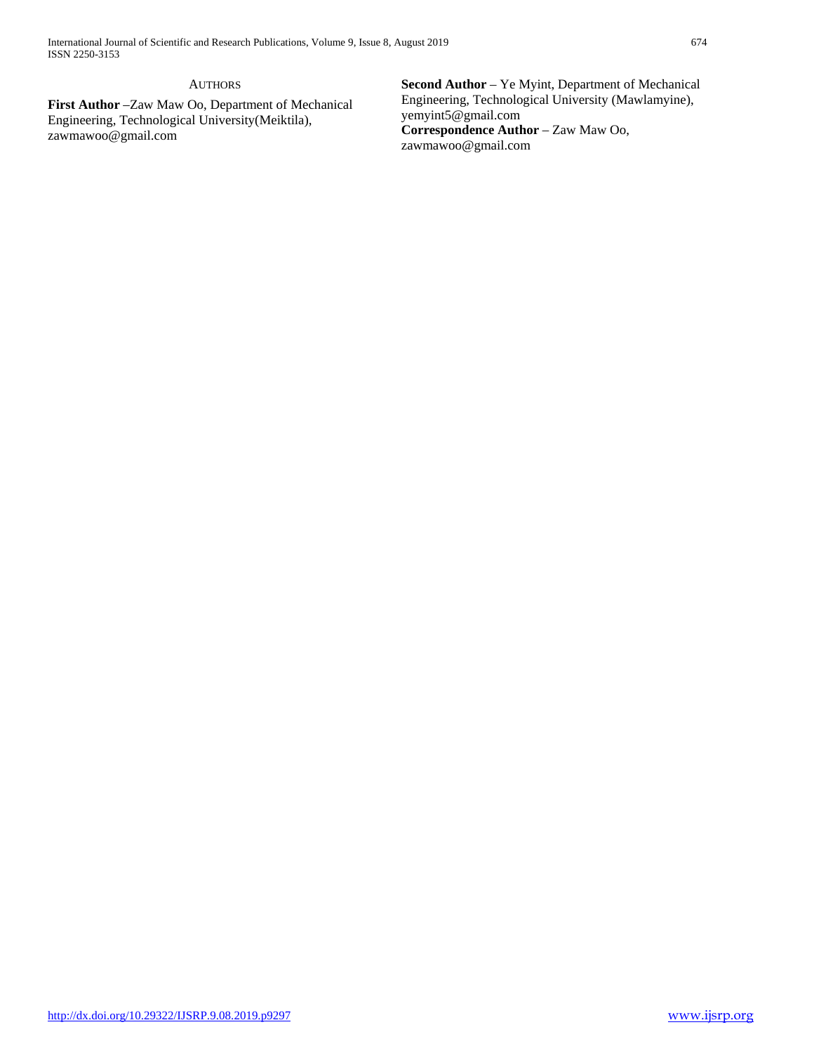## AUTHORS

**First Author** –Zaw Maw Oo, Department of Mechanical Engineering, Technological University(Meiktila), zawmawoo@gmail.com

**Second Author** – Ye Myint, Department of Mechanical Engineering, Technological University (Mawlamyine), yemyint5@gmail.com

**Correspondence Author** – Zaw Maw Oo, zawmawoo@gmail.com